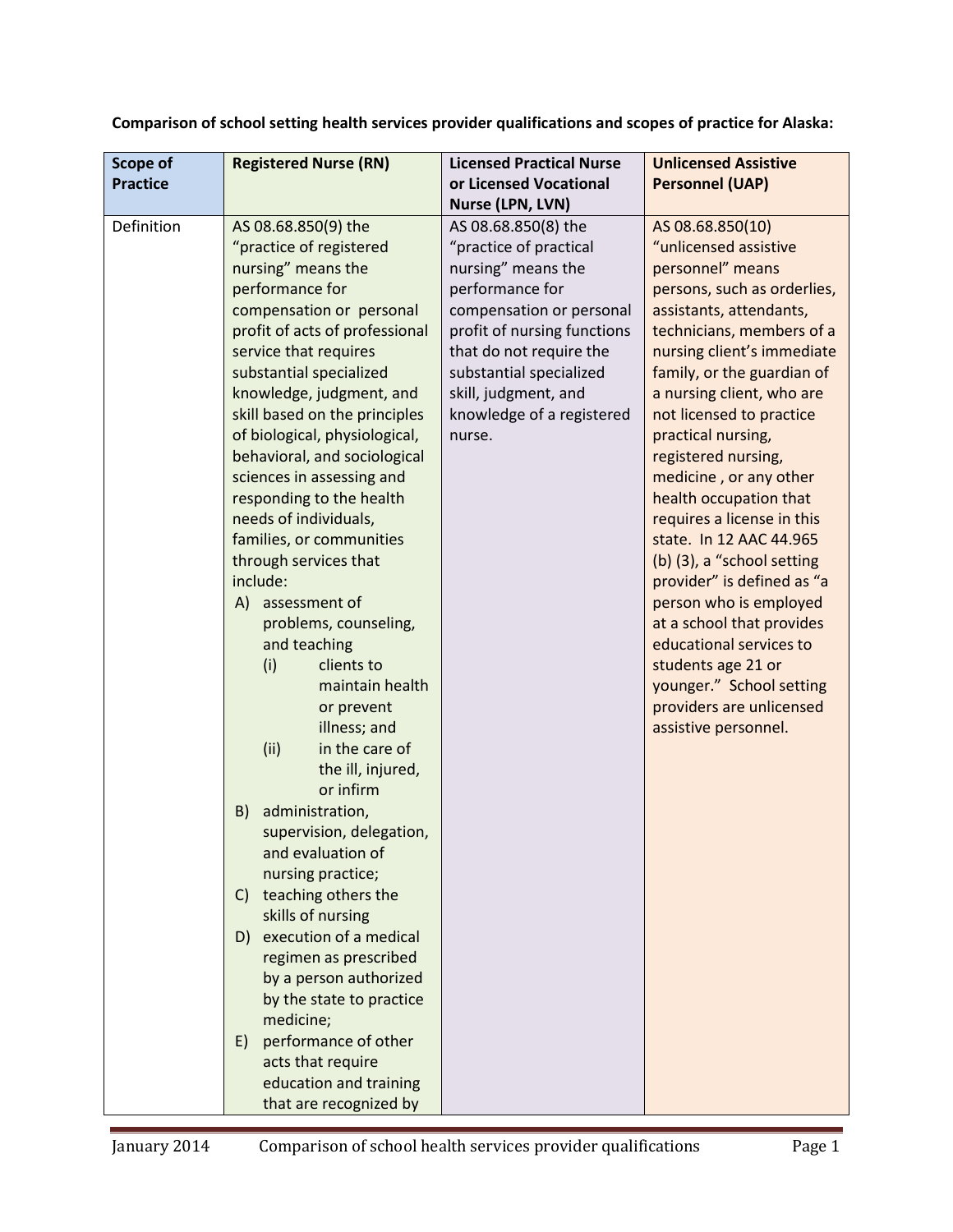**Comparison of school setting health services provider qualifications and scopes of practice for Alaska:**

| Scope of Practice | Registered Nurse (RN) | Licensed Practical Nurse or Licensed Vocational Nurse (LPN, LVN) | Unlicensed Assistive Personnel (UAP) |
|---|---|---|---|
| Definition | AS 08.68.850(9) the "practice of registered nursing" means the performance for compensation or personal profit of acts of professional service that requires substantial specialized knowledge, judgment, and skill based on the principles of biological, physiological, behavioral, and sociological sciences in assessing and responding to the health needs of individuals, families, or communities through services that include:<br>A) assessment of problems, counseling, and teaching<br>&nbsp;&nbsp;&nbsp;(i) clients to maintain health or prevent illness; and<br>&nbsp;&nbsp;&nbsp;(ii) in the care of the ill, injured, or infirm<br>B) administration, supervision, delegation, and evaluation of nursing practice;<br>C) teaching others the skills of nursing<br>D) execution of a medical regimen as prescribed by a person authorized by the state to practice medicine;<br>E) performance of other acts that require education and training that are recognized by | AS 08.68.850(8) the "practice of practical nursing" means the performance for compensation or personal profit of nursing functions that do not require the substantial specialized skill, judgment, and knowledge of a registered nurse. | AS 08.68.850(10) "unlicensed assistive personnel" means persons, such as orderlies, assistants, attendants, technicians, members of a nursing client's immediate family, or the guardian of a nursing client, who are not licensed to practice practical nursing, registered nursing, medicine , or any other health occupation that requires a license in this state. In 12 AAC 44.965 (b) (3), a "school setting provider" is defined as "a person who is employed at a school that provides educational services to students age 21 or younger." School setting providers are unlicensed assistive personnel. |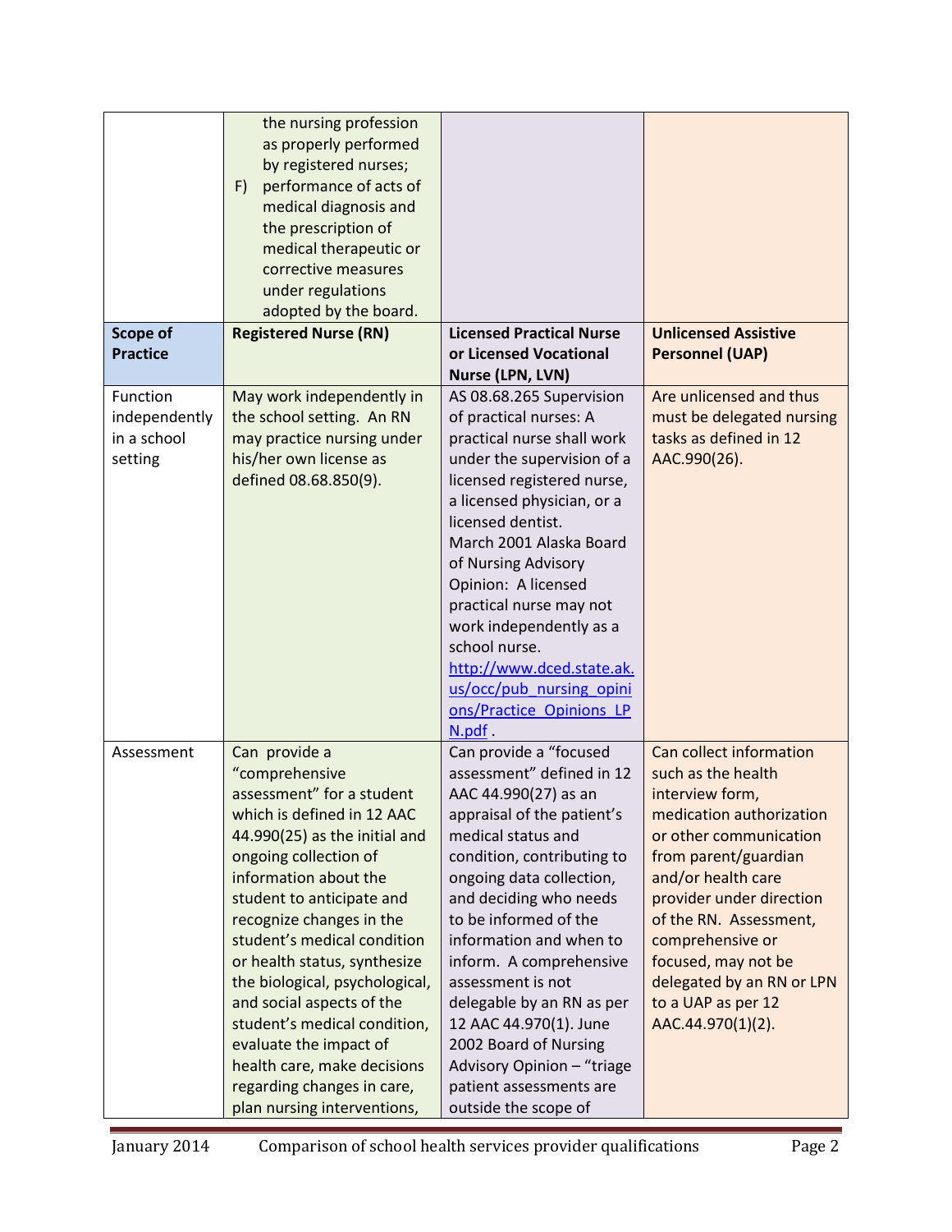| | | | |
|---|---|---|---|
| | the nursing profession as properly performed by registered nurses;<br>F) performance of acts of medical diagnosis and the prescription of medical therapeutic or corrective measures under regulations adopted by the board. | | |
| **Scope of Practice** | **Registered Nurse (RN)** | **Licensed Practical Nurse or Licensed Vocational Nurse (LPN, LVN)** | **Unlicensed Assistive Personnel (UAP)** |
| Function independently in a school setting | May work independently in the school setting. An RN may practice nursing under his/her own license as defined 08.68.850(9). | AS 08.68.265 Supervision of practical nurses: A practical nurse shall work under the supervision of a licensed registered nurse, a licensed physician, or a licensed dentist. March 2001 Alaska Board of Nursing Advisory Opinion: A licensed practical nurse may not work independently as a school nurse. http://www.dced.state.ak.us/occ/pub_nursing_opinions/Practice_Opinions_LPN.pdf . | Are unlicensed and thus must be delegated nursing tasks as defined in 12 AAC.990(26). |
| Assessment | Can provide a "comprehensive assessment" for a student which is defined in 12 AAC 44.990(25) as the initial and ongoing collection of information about the student to anticipate and recognize changes in the student's medical condition or health status, synthesize the biological, psychological, and social aspects of the student's medical condition, evaluate the impact of health care, make decisions regarding changes in care, plan nursing interventions, | Can provide a "focused assessment" defined in 12 AAC 44.990(27) as an appraisal of the patient's medical status and condition, contributing to ongoing data collection, and deciding who needs to be informed of the information and when to inform. A comprehensive assessment is not delegable by an RN as per 12 AAC 44.970(1). June 2002 Board of Nursing Advisory Opinion – "triage patient assessments are outside the scope of | Can collect information such as the health interview form, medication authorization or other communication from parent/guardian and/or health care provider under direction of the RN. Assessment, comprehensive or focused, may not be delegated by an RN or LPN to a UAP as per 12 AAC.44.970(1)(2). |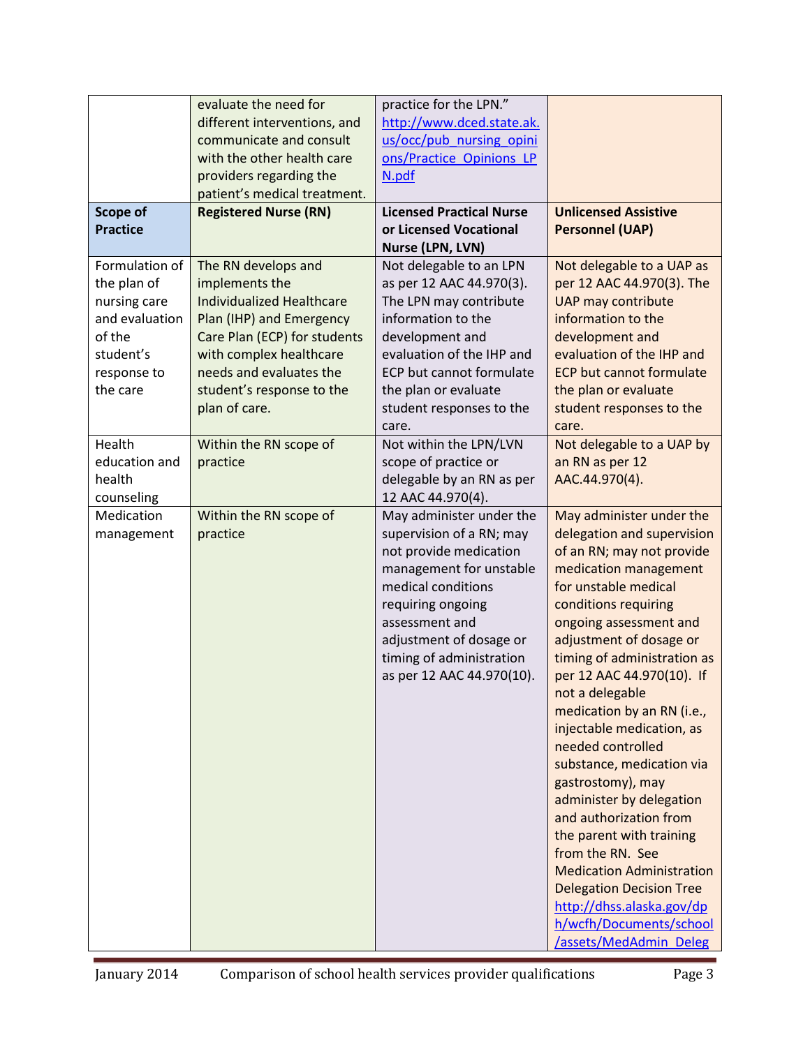| | evaluate the need for different interventions, and communicate and consult with the other health care providers regarding the patient's medical treatment. | practice for the LPN." http://www.dced.state.ak.us/occ/pub_nursing_opinions/Practice_Opinions_LPN.pdf | |
|---|---|---|---|
| **Scope of Practice** | **Registered Nurse (RN)** | **Licensed Practical Nurse or Licensed Vocational Nurse (LPN, LVN)** | **Unlicensed Assistive Personnel (UAP)** |
| Formulation of the plan of nursing care and evaluation of the student's response to the care | The RN develops and implements the Individualized Healthcare Plan (IHP) and Emergency Care Plan (ECP) for students with complex healthcare needs and evaluates the student's response to the plan of care. | Not delegable to an LPN as per 12 AAC 44.970(3). The LPN may contribute information to the development and evaluation of the IHP and ECP but cannot formulate the plan or evaluate student responses to the care. | Not delegable to a UAP as per 12 AAC 44.970(3). The UAP may contribute information to the development and evaluation of the IHP and ECP but cannot formulate the plan or evaluate student responses to the care. |
| Health education and health counseling | Within the RN scope of practice | Not within the LPN/LVN scope of practice or delegable by an RN as per 12 AAC 44.970(4). | Not delegable to a UAP by an RN as per 12 AAC.44.970(4). |
| Medication management | Within the RN scope of practice | May administer under the supervision of a RN; may not provide medication management for unstable medical conditions requiring ongoing assessment and adjustment of dosage or timing of administration as per 12 AAC 44.970(10). | May administer under the delegation and supervision of an RN; may not provide medication management for unstable medical conditions requiring ongoing assessment and adjustment of dosage or timing of administration as per 12 AAC 44.970(10). If not a delegable medication by an RN (i.e., injectable medication, as needed controlled substance, medication via gastrostomy), may administer by delegation and authorization from the parent with training from the RN. See Medication Administration Delegation Decision Tree http://dhss.alaska.gov/dph/wcfh/Documents/school/assets/MedAdmin_Deleg |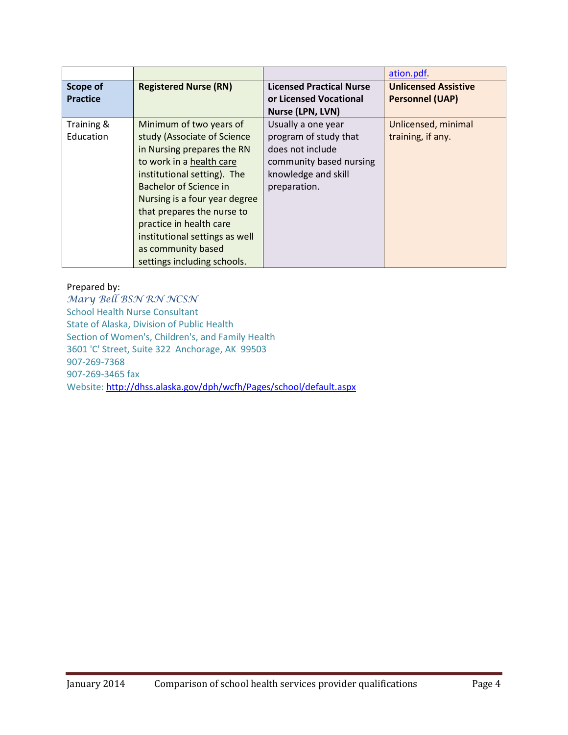| | | | ation.pdf. |
|---|---|---|---|
| **Scope of Practice** | **Registered Nurse (RN)** | **Licensed Practical Nurse or Licensed Vocational Nurse (LPN, LVN)** | **Unlicensed Assistive Personnel (UAP)** |
| Training & Education | Minimum of two years of study (Associate of Science in Nursing prepares the RN to work in a health care institutional setting). The Bachelor of Science in Nursing is a four year degree that prepares the nurse to practice in health care institutional settings as well as community based settings including schools. | Usually a one year program of study that does not include community based nursing knowledge and skill preparation. | Unlicensed, minimal training, if any. |

Prepared by:
*Mary Bell BSN RN NCSN*
School Health Nurse Consultant
State of Alaska, Division of Public Health
Section of Women's, Children's, and Family Health
3601 'C' Street, Suite 322 Anchorage, AK 99503
907-269-7368
907-269-3465 fax
Website: http://dhss.alaska.gov/dph/wcfh/Pages/school/default.aspx